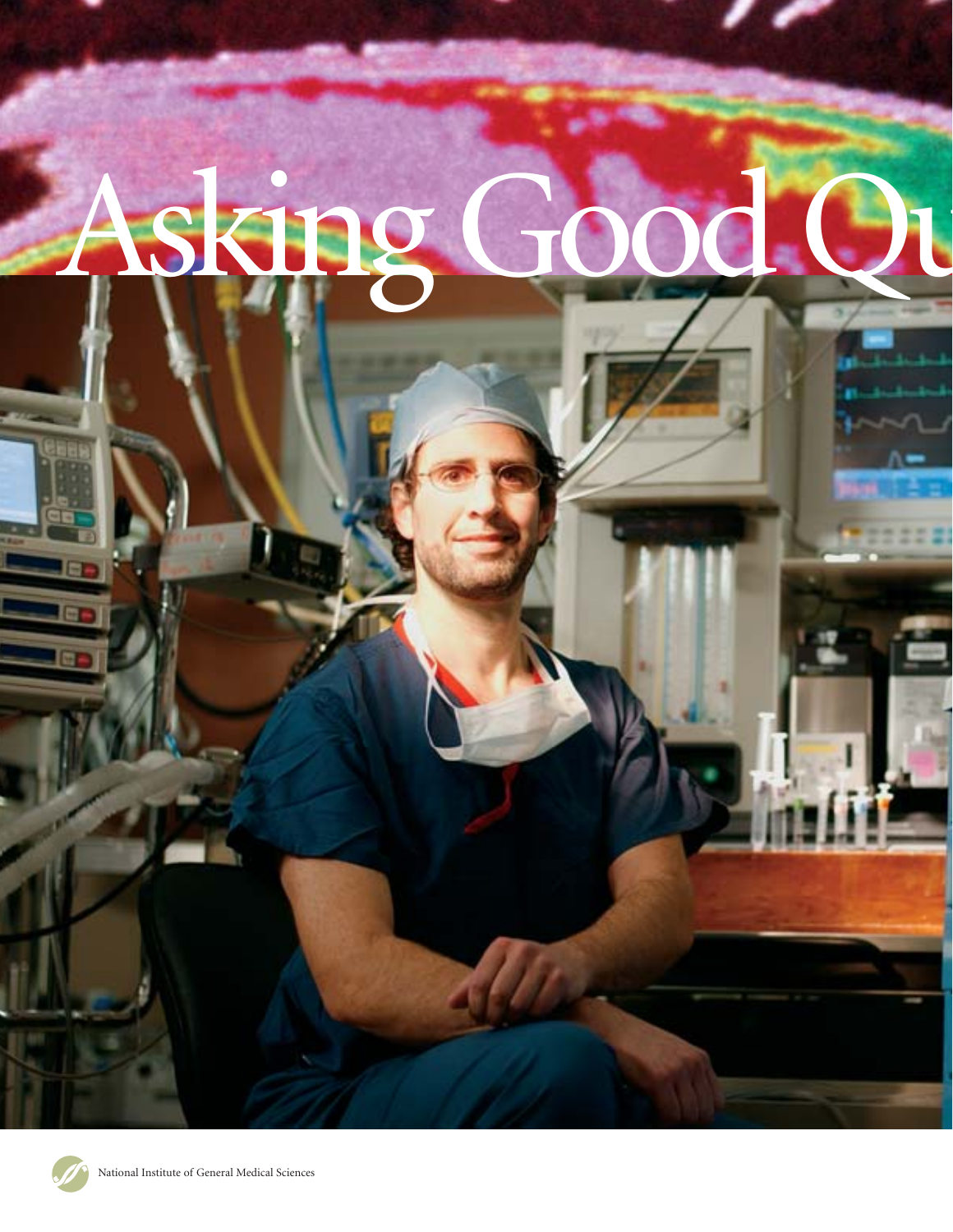# Asking Good Qu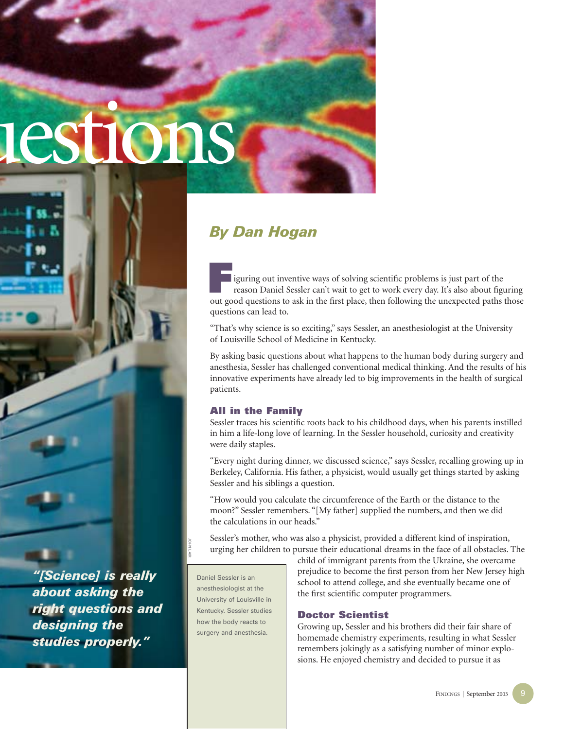uestions

*By Dan Hogan*

Figuring out inventive ways of solving scientific problems is just part of the reason Daniel Sessler can't wait to get to work every day. It's also about figuring out good questions to ask in the first place, then following the unexpected paths those questions can lead to.

"That's why science is so exciting," says Sessler, an anesthesiologist at the University of Louisville School of Medicine in Kentucky.

By asking basic questions about what happens to the human body during surgery and anesthesia, Sessler has challenged conventional medical thinking. And the results of his innovative experiments have already led to big improvements in the health of surgical patients.

**"[Science] is really about asking the right questions and designing the studies properly."**

Daniel Sessler is an anesthesiologist at the University of Louisville in Kentucky. Sessler studies how the body reacts to surgery and anesthesia.

JOHN LAIR

## All in the Family

Sessler traces his scientific roots back to his childhood days, when his parents instilled in him a life-long love of learning. In the Sessler household, curiosity and creativity were daily staples.

"Every night during dinner, we discussed science," says Sessler, recalling growing up in Berkeley, California. His father, a physicist, would usually get things started by asking Sessler and his siblings a question.

"How would you calculate the circumference of the Earth or the distance to the moon?" Sessler remembers. "[My father] supplied the numbers, and then we did the calculations in our heads."

Sessler's mother, who was also a physicist, provided a different kind of inspiration, urging her children to pursue their educational dreams in the face of all obstacles. The child of immigrant parents from the Ukraine, she overcame prejudice to become the first person from her New Jersey high school to attend college, and she eventually became one of the first scientific computer programmers.

## Doctor Scientist

Growing up, Sessler and his brothers did their fair share of homemade chemistry experiments, resulting in what Sessler remembers jokingly as a satisfying number of minor explosions. He enjoyed chemistry and decided to pursue it as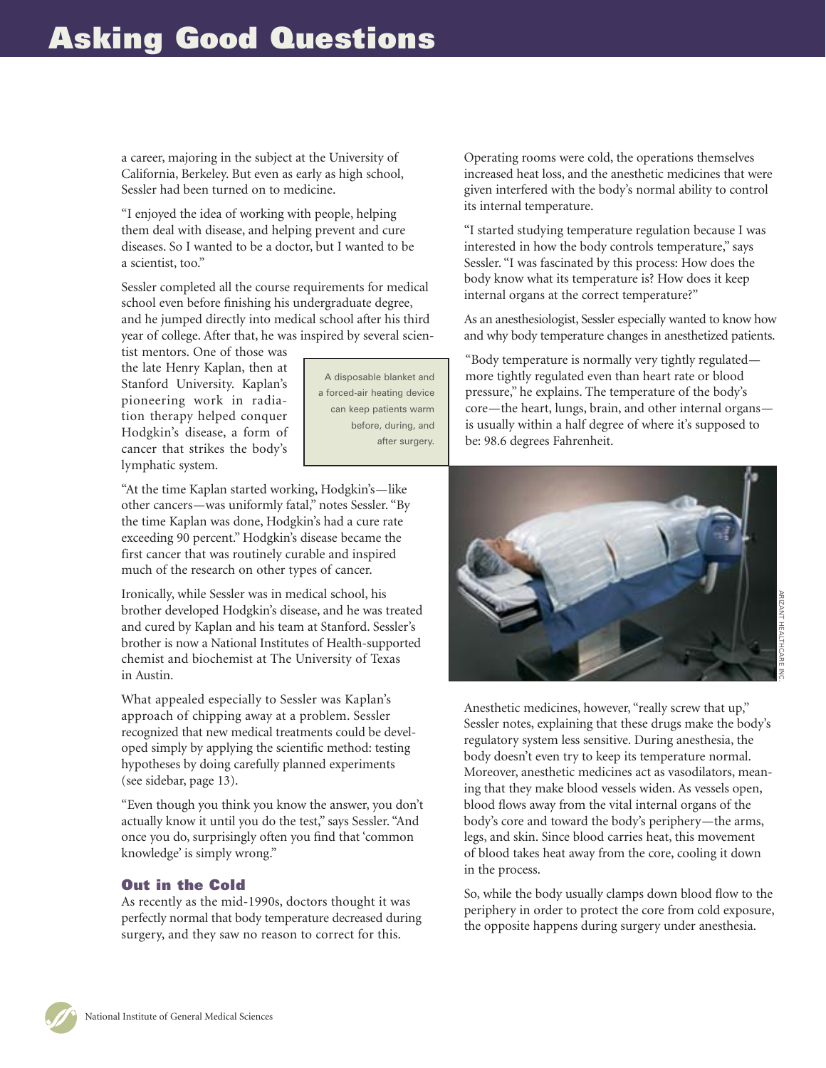a career, majoring in the subject at the University of California, Berkeley. But even as early as high school, Sessler had been turned on to medicine.

"I enjoyed the idea of working with people, helping them deal with disease, and helping prevent and cure diseases. So I wanted to be a doctor, but I wanted to be a scientist, too."

Sessler completed all the course requirements for medical school even before finishing his undergraduate degree, and he jumped directly into medical school after his third year of college. After that, he was inspired by several scientist mentors. One of those was the late Henry Kaplan, then at Stanford University. Kaplan's pioneering work in radiation therapy helped conquer Hodgkin's disease, a form of cancer that strikes the body's lymphatic system.

"At the time Kaplan started working, Hodgkin's—like other cancers—was uniformly fatal," notes Sessler. "By the time Kaplan was done, Hodgkin's had a cure rate exceeding 90 percent." Hodgkin's disease became the first cancer that was routinely curable and inspired much of the research on other types of cancer.

Ironically, while Sessler was in medical school, his brother developed Hodgkin's disease, and he was treated and cured by Kaplan and his team at Stanford. Sessler's brother is now a National Institutes of Health-supported chemist and biochemist at The University of Texas in Austin.

What appealed especially to Sessler was Kaplan's approach of chipping away at a problem. Sessler recognized that new medical treatments could be developed simply by applying the scientific method: testing hypotheses by doing carefully planned experiments (see sidebar, page 13).

"Even though you think you know the answer, you don't actually know it until you do the test," says Sessler. "And once you do, surprisingly often you find that 'common knowledge' is simply wrong."

### Out in the Cold

As recently as the mid-1990s, doctors thought it was perfectly normal that body temperature decreased during surgery, and they saw no reason to correct for this. Operating rooms were cold, the operations themselves increased heat loss, and the anesthetic medicines that were given interfered with the body's normal ability to control its internal temperature.

"I started studying temperature regulation because I was interested in how the body controls temperature," says Sessler. "I was fascinated by this process: How does the body know what its temperature is? How does it keep internal organs at the correct temperature?"

As an anesthesiologist, Sessler especially wanted to know how and why body temperature changes in anesthetized patients.

"Body temperature is normally very tightly regulated—more tightly regulated even than heart rate or blood pressure," he explains. The temperature of the body's core—the heart, lungs, brain, and other internal organs—is usually within a half degree of where it's supposed to be: 98.6 degrees Fahrenheit.

A disposable blanket and a forced-air heating device can keep patients warm before, during, and after surgery.

ARIZANT HEALTHCARE INC.

Anesthetic medicines, however, "really screw that up," Sessler notes, explaining that these drugs make the body's regulatory system less sensitive. During anesthesia, the body doesn't even try to keep its temperature normal. Moreover, anesthetic medicines act as vasodilators, meaning that they make blood vessels widen. As vessels open, blood flows away from the vital internal organs of the body's core and toward the body's periphery—the arms, legs, and skin. Since blood carries heat, this movement of blood takes heat away from the core, cooling it down in the process.

So, while the body usually clamps down blood flow to the periphery in order to protect the core from cold exposure, the opposite happens during surgery under anesthesia.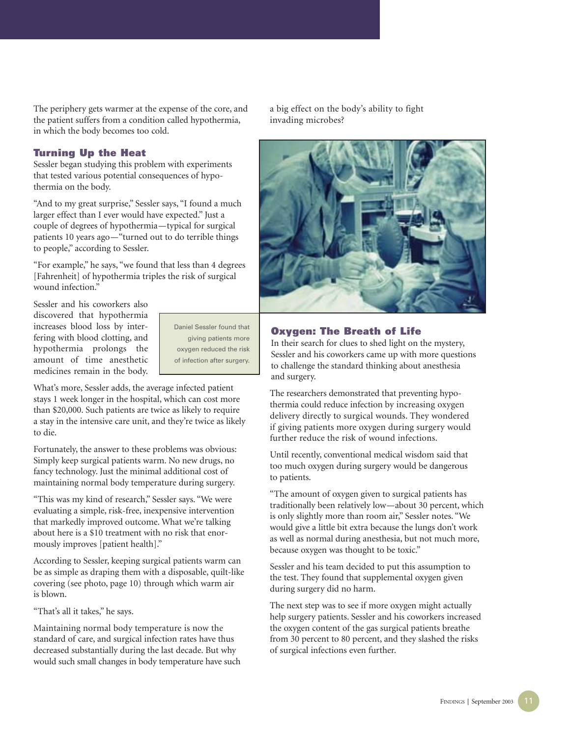The periphery gets warmer at the expense of the core, and the patient suffers from a condition called hypothermia, in which the body becomes too cold.

### Turning Up the Heat

Sessler began studying this problem with experiments that tested various potential consequences of hypothermia on the body.

"And to my great surprise," Sessler says, "I found a much larger effect than I ever would have expected." Just a couple of degrees of hypothermia—typical for surgical patients 10 years ago—"turned out to do terrible things to people," according to Sessler.

"For example," he says, "we found that less than 4 degrees [Fahrenheit] of hypothermia triples the risk of surgical wound infection."

Sessler and his coworkers also discovered that hypothermia increases blood loss by interfering with blood clotting, and hypothermia prolongs the amount of time anesthetic medicines remain in the body.

What's more, Sessler adds, the average infected patient stays 1 week longer in the hospital, which can cost more than $20,000. Such patients are twice as likely to require a stay in the intensive care unit, and they're twice as likely to die.

Fortunately, the answer to these problems was obvious: Simply keep surgical patients warm. No new drugs, no fancy technology. Just the minimal additional cost of maintaining normal body temperature during surgery.

"This was my kind of research," Sessler says. "We were evaluating a simple, risk-free, inexpensive intervention that markedly improved outcome. What we're talking about here is a $10 treatment with no risk that enormously improves [patient health]."

According to Sessler, keeping surgical patients warm can be as simple as draping them with a disposable, quilt-like covering (see photo, page 10) through which warm air is blown.

"That's all it takes," he says.

Maintaining normal body temperature is now the standard of care, and surgical infection rates have thus decreased substantially during the last decade. But why would such small changes in body temperature have such a big effect on the body's ability to fight invading microbes?

Daniel Sessler found that giving patients more oxygen reduced the risk of infection after surgery.

### Oxygen: The Breath of Life

In their search for clues to shed light on the mystery, Sessler and his coworkers came up with more questions to challenge the standard thinking about anesthesia and surgery.

The researchers demonstrated that preventing hypothermia could reduce infection by increasing oxygen delivery directly to surgical wounds. They wondered if giving patients more oxygen during surgery would further reduce the risk of wound infections.

Until recently, conventional medical wisdom said that too much oxygen during surgery would be dangerous to patients.

"The amount of oxygen given to surgical patients has traditionally been relatively low—about 30 percent, which is only slightly more than room air," Sessler notes. "We would give a little bit extra because the lungs don't work as well as normal during anesthesia, but not much more, because oxygen was thought to be toxic."

Sessler and his team decided to put this assumption to the test. They found that supplemental oxygen given during surgery did no harm.

The next step was to see if more oxygen might actually help surgery patients. Sessler and his coworkers increased the oxygen content of the gas surgical patients breathe from 30 percent to 80 percent, and they slashed the risks of surgical infections even further.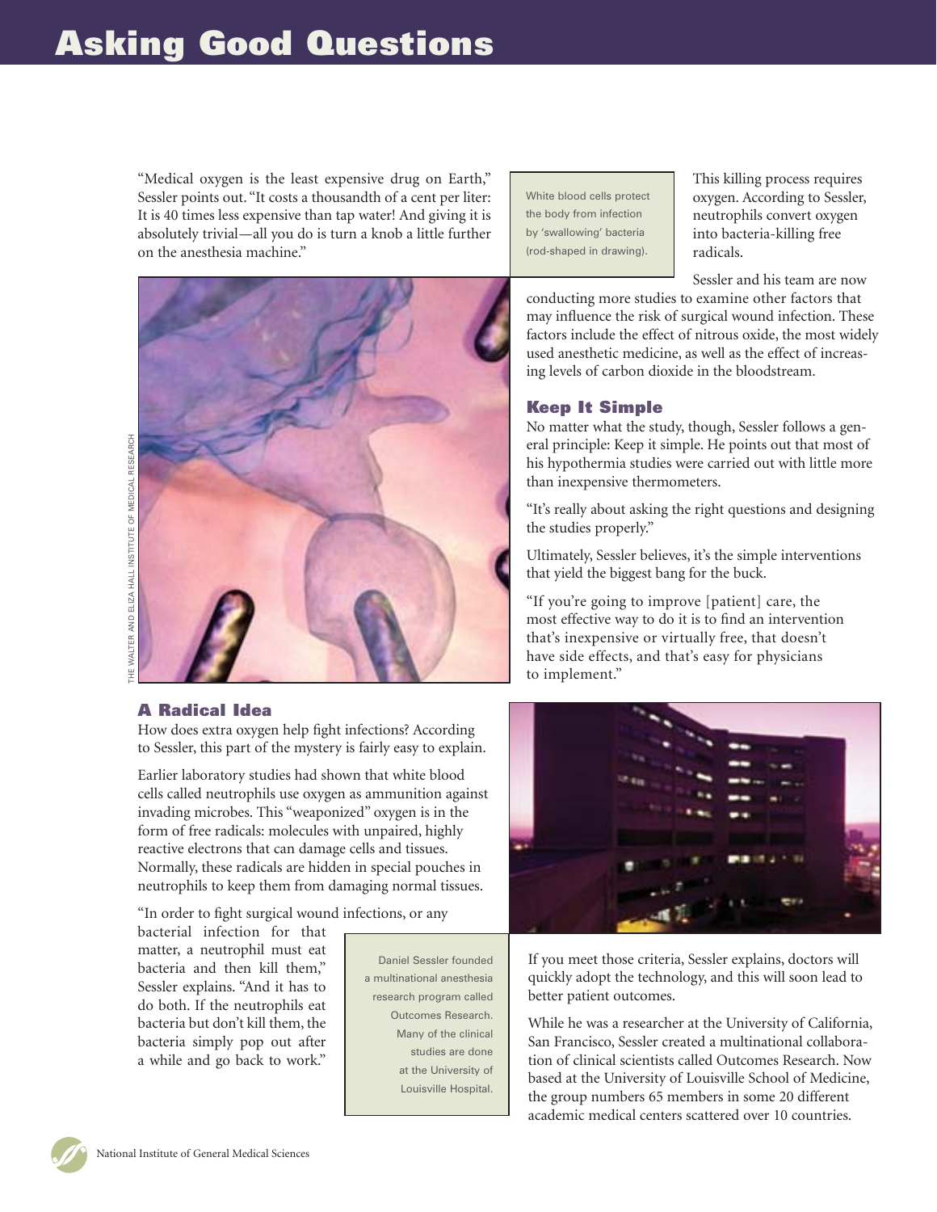"Medical oxygen is the least expensive drug on Earth," Sessler points out. "It costs a thousandth of a cent per liter: It is 40 times less expensive than tap water! And giving it is absolutely trivial—all you do is turn a knob a little further on the anesthesia machine."

White blood cells protect the body from infection by 'swallowing' bacteria (rod-shaped in drawing).

THE WALTER AND ELIZA HALL INSTITUTE OF MEDICAL RESEARCH

### A Radical Idea

How does extra oxygen help fight infections? According to Sessler, this part of the mystery is fairly easy to explain.

Earlier laboratory studies had shown that white blood cells called neutrophils use oxygen as ammunition against invading microbes. This "weaponized" oxygen is in the form of free radicals: molecules with unpaired, highly reactive electrons that can damage cells and tissues. Normally, these radicals are hidden in special pouches in neutrophils to keep them from damaging normal tissues.

"In order to fight surgical wound infections, or any bacterial infection for that matter, a neutrophil must eat bacteria and then kill them," Sessler explains. "And it has to do both. If the neutrophils eat bacteria but don't kill them, the bacteria simply pop out after a while and go back to work."

This killing process requires oxygen. According to Sessler, neutrophils convert oxygen into bacteria-killing free radicals.

Sessler and his team are now conducting more studies to examine other factors that may influence the risk of surgical wound infection. These factors include the effect of nitrous oxide, the most widely used anesthetic medicine, as well as the effect of increasing levels of carbon dioxide in the bloodstream.

### Keep It Simple

No matter what the study, though, Sessler follows a general principle: Keep it simple. He points out that most of his hypothermia studies were carried out with little more than inexpensive thermometers.

"It's really about asking the right questions and designing the studies properly."

Ultimately, Sessler believes, it's the simple interventions that yield the biggest bang for the buck.

"If you're going to improve [patient] care, the most effective way to do it is to find an intervention that's inexpensive or virtually free, that doesn't have side effects, and that's easy for physicians to implement."

Daniel Sessler founded a multinational anesthesia research program called Outcomes Research. Many of the clinical studies are done at the University of Louisville Hospital.

If you meet those criteria, Sessler explains, doctors will quickly adopt the technology, and this will soon lead to better patient outcomes.

While he was a researcher at the University of California, San Francisco, Sessler created a multinational collaboration of clinical scientists called Outcomes Research. Now based at the University of Louisville School of Medicine, the group numbers 65 members in some 20 different academic medical centers scattered over 10 countries.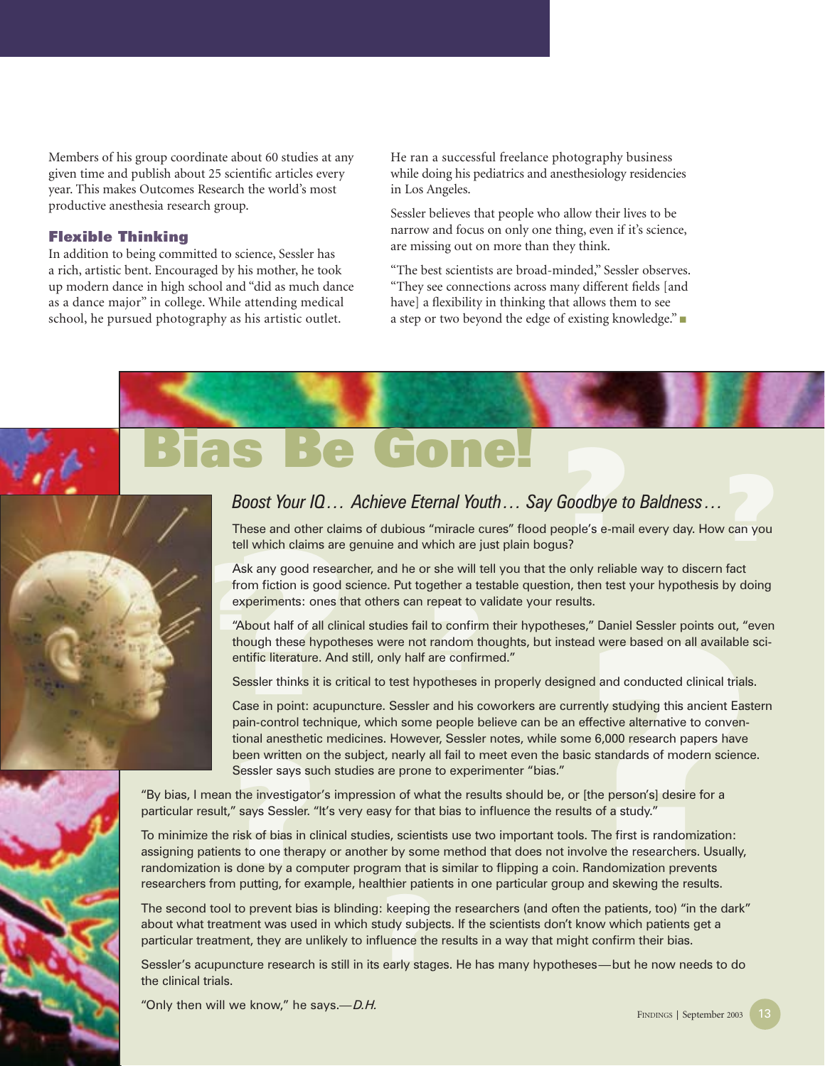Members of his group coordinate about 60 studies at any given time and publish about 25 scientific articles every year. This makes Outcomes Research the world's most productive anesthesia research group.

### Flexible Thinking

In addition to being committed to science, Sessler has a rich, artistic bent. Encouraged by his mother, he took up modern dance in high school and "did as much dance as a dance major" in college. While attending medical school, he pursued photography as his artistic outlet. He ran a successful freelance photography business while doing his pediatrics and anesthesiology residencies in Los Angeles.

Sessler believes that people who allow their lives to be narrow and focus on only one thing, even if it's science, are missing out on more than they think.

"The best scientists are broad-minded," Sessler observes. "They see connections across many different fields [and have] a flexibility in thinking that allows them to see a step or two beyond the edge of existing knowledge." ■

# Bias Be Gone!

*Boost Your IQ… Achieve Eternal Youth… Say Goodbye to Baldness…*

These and other claims of dubious "miracle cures" flood people's e-mail every day. How can you tell which claims are genuine and which are just plain bogus?

Ask any good researcher, and he or she will tell you that the only reliable way to discern fact from fiction is good science. Put together a testable question, then test your hypothesis by doing experiments: ones that others can repeat to validate your results.

"About half of all clinical studies fail to confirm their hypotheses," Daniel Sessler points out, "even though these hypotheses were not random thoughts, but instead were based on all available scientific literature. And still, only half are confirmed."

Sessler thinks it is critical to test hypotheses in properly designed and conducted clinical trials.

Case in point: acupuncture. Sessler and his coworkers are currently studying this ancient Eastern pain-control technique, which some people believe can be an effective alternative to conventional anesthetic medicines. However, Sessler notes, while some 6,000 research papers have been written on the subject, nearly all fail to meet even the basic standards of modern science. Sessler says such studies are prone to experimenter "bias."

"By bias, I mean the investigator's impression of what the results should be, or [the person's] desire for a particular result," says Sessler. "It's very easy for that bias to influence the results of a study."

To minimize the risk of bias in clinical studies, scientists use two important tools. The first is randomization: assigning patients to one therapy or another by some method that does not involve the researchers. Usually, randomization is done by a computer program that is similar to flipping a coin. Randomization prevents researchers from putting, for example, healthier patients in one particular group and skewing the results.

The second tool to prevent bias is blinding: keeping the researchers (and often the patients, too) "in the dark" about what treatment was used in which study subjects. If the scientists don't know which patients get a particular treatment, they are unlikely to influence the results in a way that might confirm their bias.

Sessler's acupuncture research is still in its early stages. He has many hypotheses—but he now needs to do the clinical trials.

"Only then will we know," he says.—*D.H.*